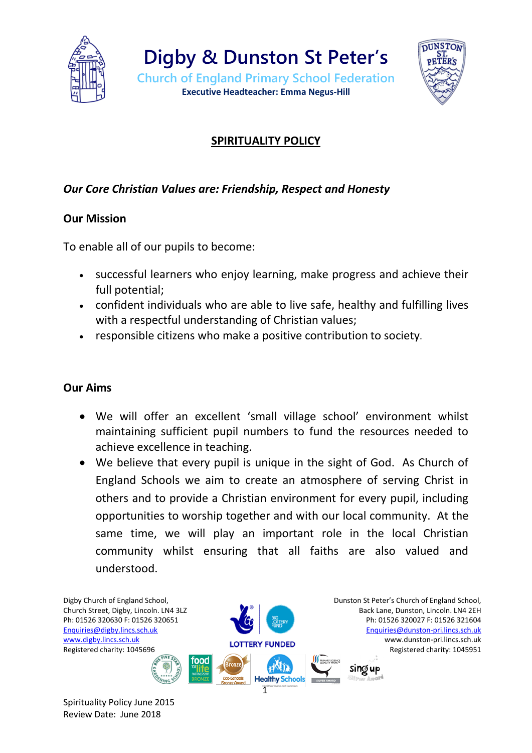# Digby & Dunston St Peter's

## Church of England Primary School Federation

**Executive Headteacher: Emma Negus-Hill**

## SPIRITUALITY POLICY

***Our Core Christian Values are: Friendship, Respect and Honesty***

**Our Mission**

To enable all of our pupils to become:

- successful learners who enjoy learning, make progress and achieve their full potential;
- confident individuals who are able to live safe, healthy and fulfilling lives with a respectful understanding of Christian values;
- responsible citizens who make a positive contribution to society.

**Our Aims**

- We will offer an excellent 'small village school' environment whilst maintaining sufficient pupil numbers to fund the resources needed to achieve excellence in teaching.
- We believe that every pupil is unique in the sight of God. As Church of England Schools we aim to create an atmosphere of serving Christ in others and to provide a Christian environment for every pupil, including opportunities to worship together and with our local community. At the same time, we will play an important role in the local Christian community whilst ensuring that all faiths are also valued and understood.

Digby Church of England School,
Church Street, Digby, Lincoln. LN4 3LZ
Ph: 01526 320630 F: 01526 320651
Enquiries@digby.lincs.sch.uk
www.digby.lincs.sch.uk
Registered charity: 1045696

Dunston St Peter's Church of England School,
Back Lane, Dunston, Lincoln. LN4 2EH
Ph: 01526 320027 F: 01526 321604
Enquiries@dunston-pri.lincs.sch.uk
www.dunston-pri.lincs.sch.uk
Registered charity: 1045951

LOTTERY FUNDED

Spirituality Policy June 2015
Review Date: June 2018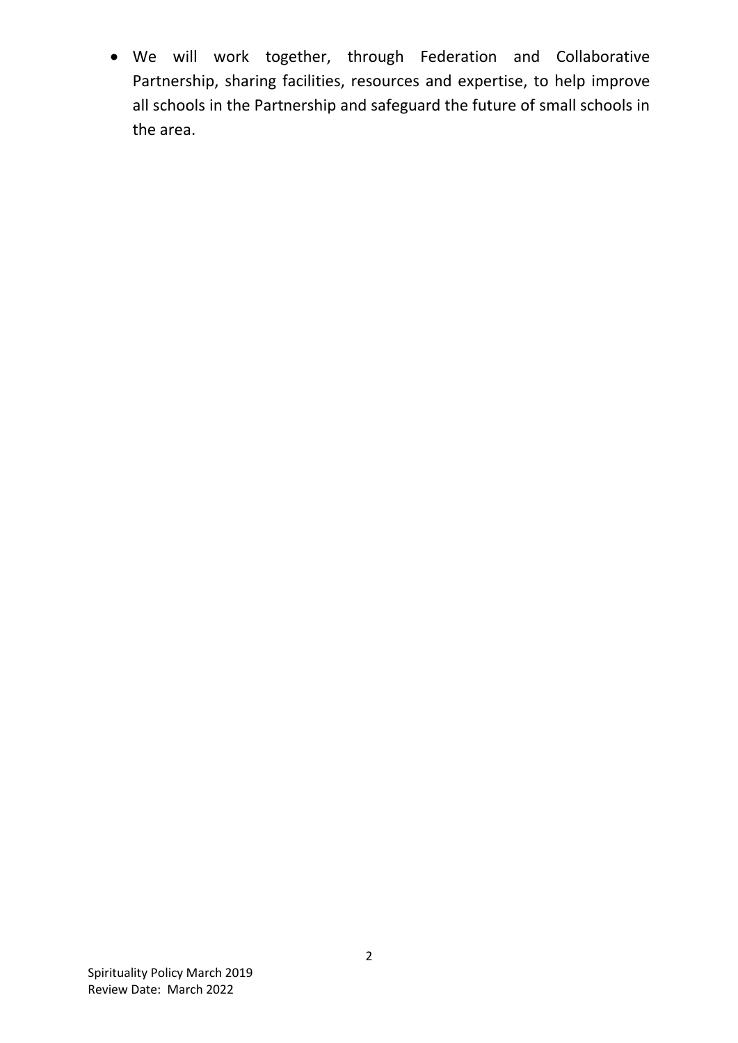- We will work together, through Federation and Collaborative Partnership, sharing facilities, resources and expertise, to help improve all schools in the Partnership and safeguard the future of small schools in the area.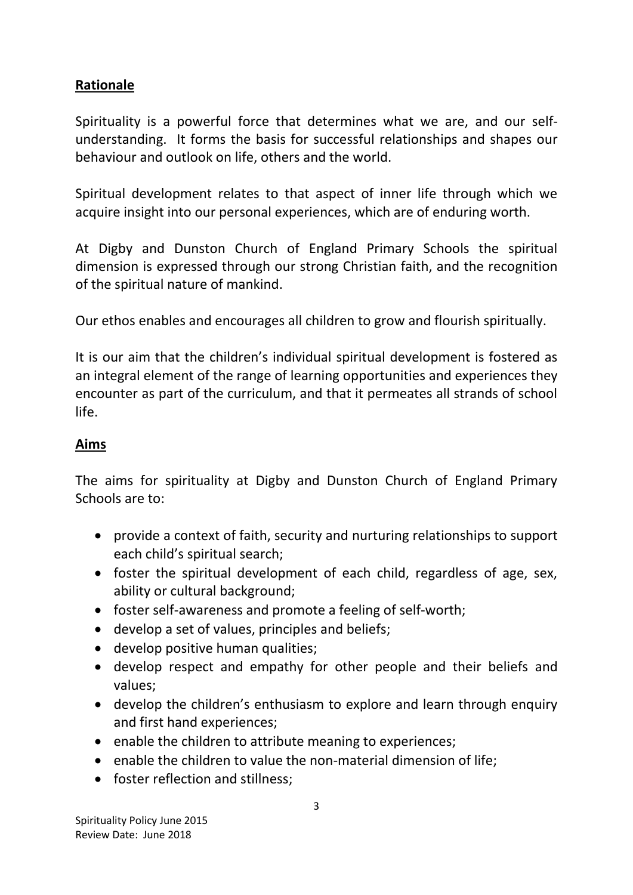## Rationale

Spirituality is a powerful force that determines what we are, and our self-understanding. It forms the basis for successful relationships and shapes our behaviour and outlook on life, others and the world.

Spiritual development relates to that aspect of inner life through which we acquire insight into our personal experiences, which are of enduring worth.

At Digby and Dunston Church of England Primary Schools the spiritual dimension is expressed through our strong Christian faith, and the recognition of the spiritual nature of mankind.

Our ethos enables and encourages all children to grow and flourish spiritually.

It is our aim that the children's individual spiritual development is fostered as an integral element of the range of learning opportunities and experiences they encounter as part of the curriculum, and that it permeates all strands of school life.

## Aims

The aims for spirituality at Digby and Dunston Church of England Primary Schools are to:

- provide a context of faith, security and nurturing relationships to support each child's spiritual search;
- foster the spiritual development of each child, regardless of age, sex, ability or cultural background;
- foster self-awareness and promote a feeling of self-worth;
- develop a set of values, principles and beliefs;
- develop positive human qualities;
- develop respect and empathy for other people and their beliefs and values;
- develop the children's enthusiasm to explore and learn through enquiry and first hand experiences;
- enable the children to attribute meaning to experiences;
- enable the children to value the non-material dimension of life;
- foster reflection and stillness;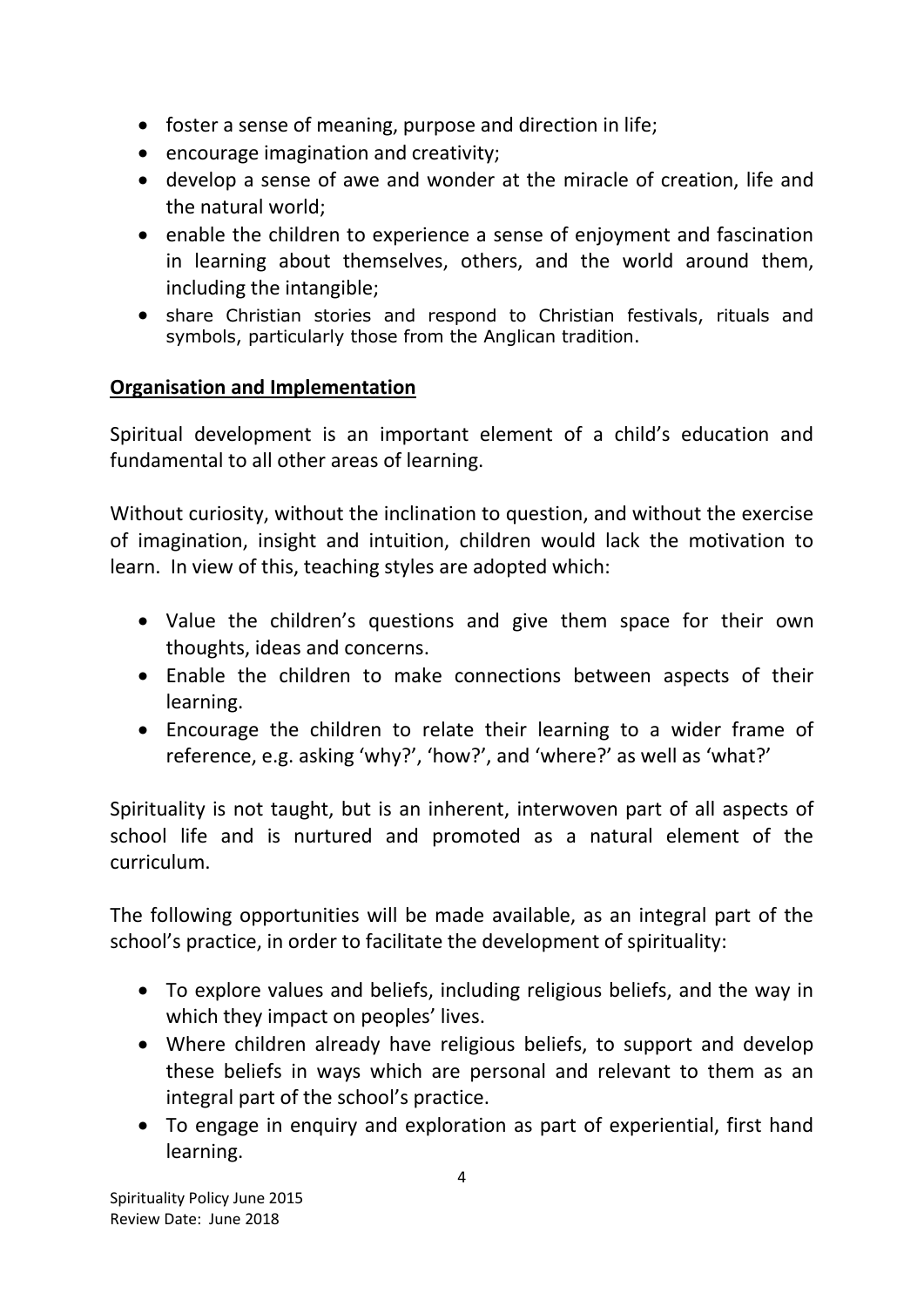- foster a sense of meaning, purpose and direction in life;
- encourage imagination and creativity;
- develop a sense of awe and wonder at the miracle of creation, life and the natural world;
- enable the children to experience a sense of enjoyment and fascination in learning about themselves, others, and the world around them, including the intangible;
- share Christian stories and respond to Christian festivals, rituals and symbols, particularly those from the Anglican tradition.

**Organisation and Implementation**

Spiritual development is an important element of a child's education and fundamental to all other areas of learning.

Without curiosity, without the inclination to question, and without the exercise of imagination, insight and intuition, children would lack the motivation to learn. In view of this, teaching styles are adopted which:

- Value the children's questions and give them space for their own thoughts, ideas and concerns.
- Enable the children to make connections between aspects of their learning.
- Encourage the children to relate their learning to a wider frame of reference, e.g. asking 'why?', 'how?', and 'where?' as well as 'what?'

Spirituality is not taught, but is an inherent, interwoven part of all aspects of school life and is nurtured and promoted as a natural element of the curriculum.

The following opportunities will be made available, as an integral part of the school's practice, in order to facilitate the development of spirituality:

- To explore values and beliefs, including religious beliefs, and the way in which they impact on peoples' lives.
- Where children already have religious beliefs, to support and develop these beliefs in ways which are personal and relevant to them as an integral part of the school's practice.
- To engage in enquiry and exploration as part of experiential, first hand learning.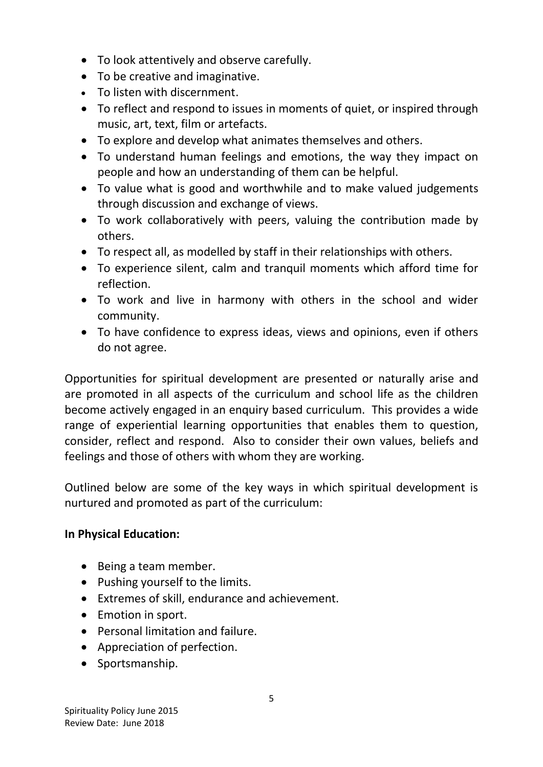- To look attentively and observe carefully.
- To be creative and imaginative.
- To listen with discernment.
- To reflect and respond to issues in moments of quiet, or inspired through music, art, text, film or artefacts.
- To explore and develop what animates themselves and others.
- To understand human feelings and emotions, the way they impact on people and how an understanding of them can be helpful.
- To value what is good and worthwhile and to make valued judgements through discussion and exchange of views.
- To work collaboratively with peers, valuing the contribution made by others.
- To respect all, as modelled by staff in their relationships with others.
- To experience silent, calm and tranquil moments which afford time for reflection.
- To work and live in harmony with others in the school and wider community.
- To have confidence to express ideas, views and opinions, even if others do not agree.

Opportunities for spiritual development are presented or naturally arise and are promoted in all aspects of the curriculum and school life as the children become actively engaged in an enquiry based curriculum. This provides a wide range of experiential learning opportunities that enables them to question, consider, reflect and respond. Also to consider their own values, beliefs and feelings and those of others with whom they are working.

Outlined below are some of the key ways in which spiritual development is nurtured and promoted as part of the curriculum:

**In Physical Education:**

- Being a team member.
- Pushing yourself to the limits.
- Extremes of skill, endurance and achievement.
- Emotion in sport.
- Personal limitation and failure.
- Appreciation of perfection.
- Sportsmanship.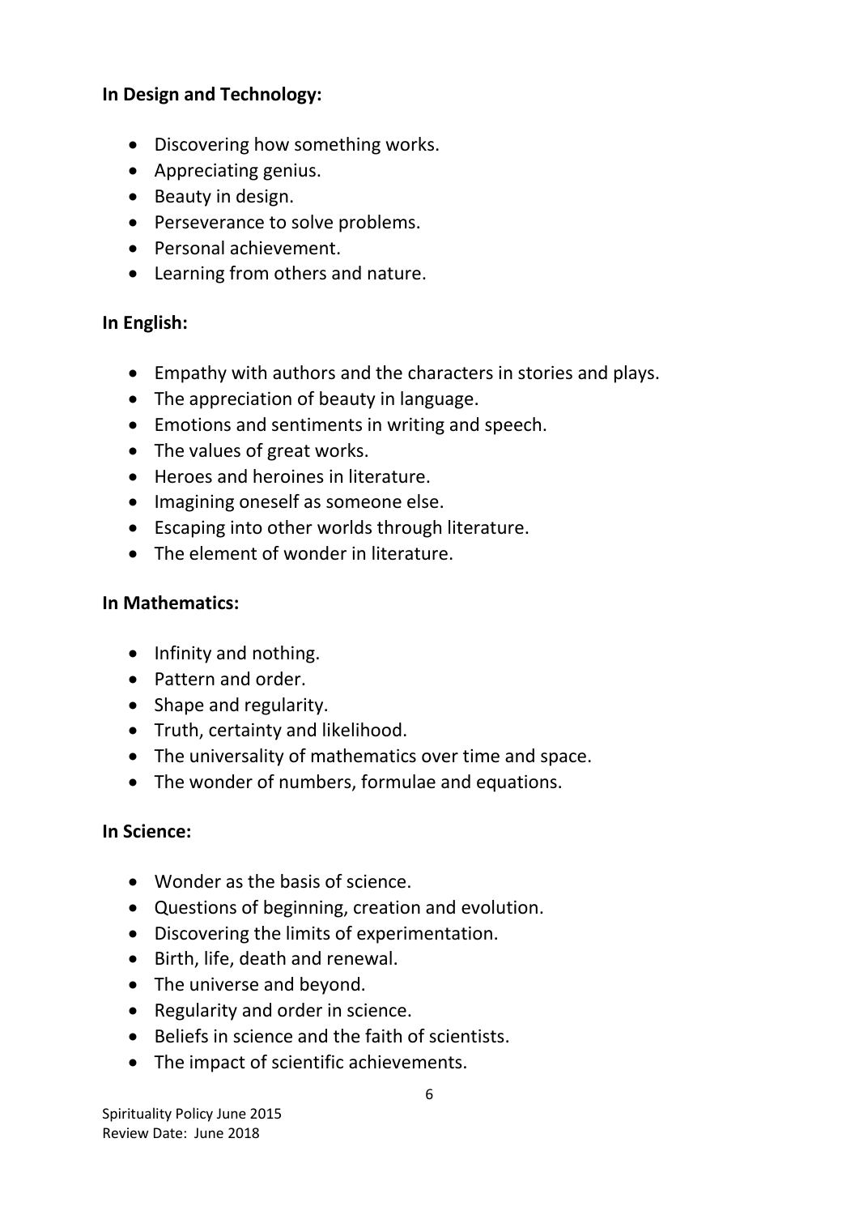**In Design and Technology:**

- Discovering how something works.
- Appreciating genius.
- Beauty in design.
- Perseverance to solve problems.
- Personal achievement.
- Learning from others and nature.

**In English:**

- Empathy with authors and the characters in stories and plays.
- The appreciation of beauty in language.
- Emotions and sentiments in writing and speech.
- The values of great works.
- Heroes and heroines in literature.
- Imagining oneself as someone else.
- Escaping into other worlds through literature.
- The element of wonder in literature.

**In Mathematics:**

- Infinity and nothing.
- Pattern and order.
- Shape and regularity.
- Truth, certainty and likelihood.
- The universality of mathematics over time and space.
- The wonder of numbers, formulae and equations.

**In Science:**

- Wonder as the basis of science.
- Questions of beginning, creation and evolution.
- Discovering the limits of experimentation.
- Birth, life, death and renewal.
- The universe and beyond.
- Regularity and order in science.
- Beliefs in science and the faith of scientists.
- The impact of scientific achievements.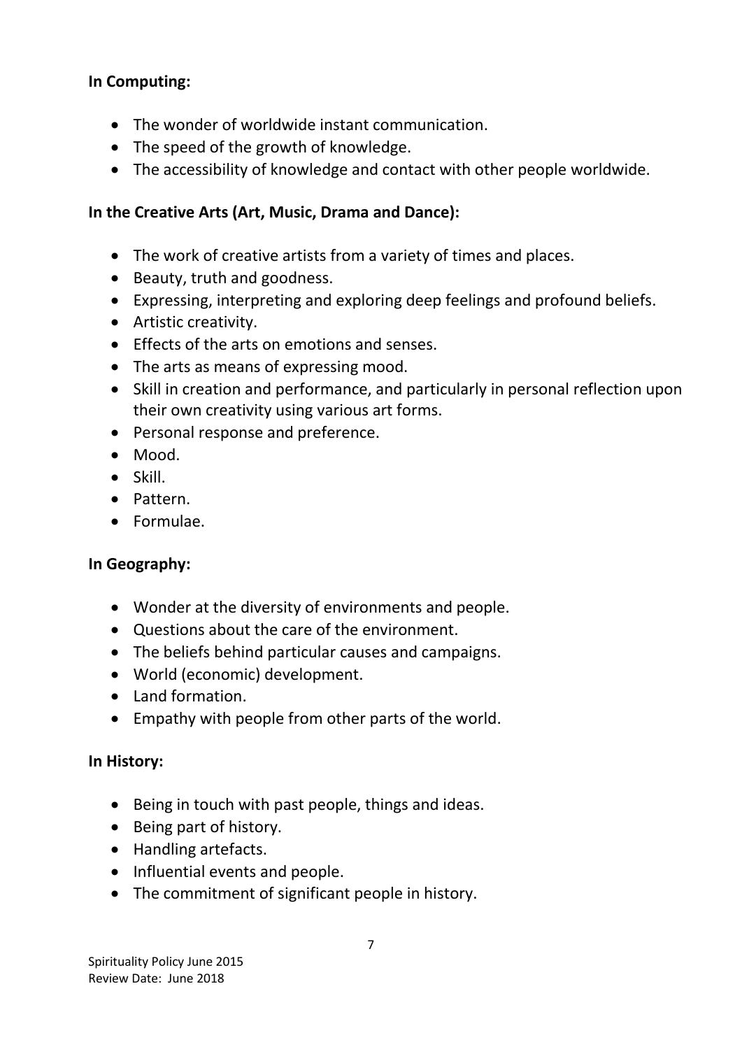**In Computing:**

- The wonder of worldwide instant communication.
- The speed of the growth of knowledge.
- The accessibility of knowledge and contact with other people worldwide.

**In the Creative Arts (Art, Music, Drama and Dance):**

- The work of creative artists from a variety of times and places.
- Beauty, truth and goodness.
- Expressing, interpreting and exploring deep feelings and profound beliefs.
- Artistic creativity.
- Effects of the arts on emotions and senses.
- The arts as means of expressing mood.
- Skill in creation and performance, and particularly in personal reflection upon their own creativity using various art forms.
- Personal response and preference.
- Mood.
- Skill.
- Pattern.
- Formulae.

**In Geography:**

- Wonder at the diversity of environments and people.
- Questions about the care of the environment.
- The beliefs behind particular causes and campaigns.
- World (economic) development.
- Land formation.
- Empathy with people from other parts of the world.

**In History:**

- Being in touch with past people, things and ideas.
- Being part of history.
- Handling artefacts.
- Influential events and people.
- The commitment of significant people in history.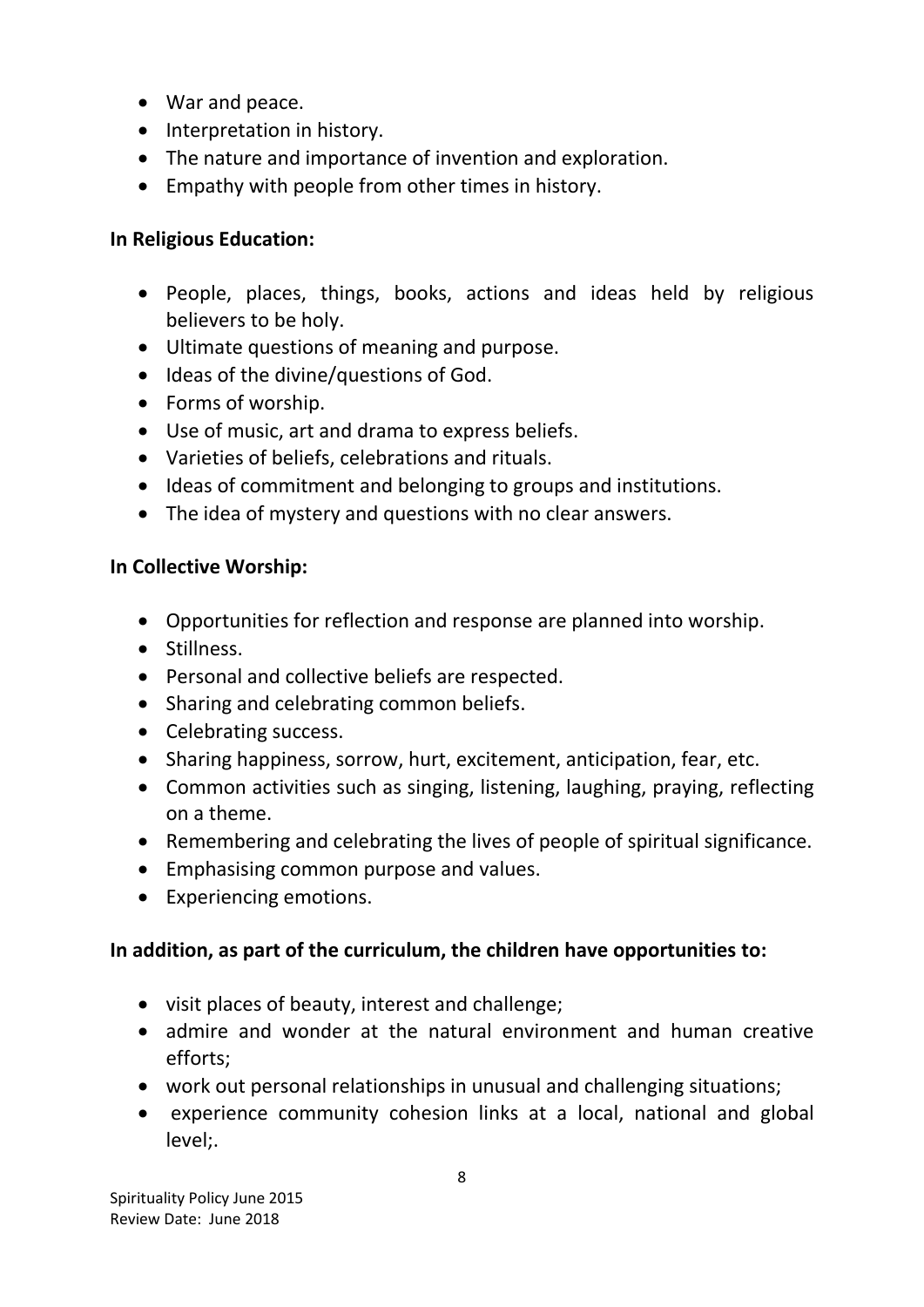- War and peace.
- Interpretation in history.
- The nature and importance of invention and exploration.
- Empathy with people from other times in history.

**In Religious Education:**

- People, places, things, books, actions and ideas held by religious believers to be holy.
- Ultimate questions of meaning and purpose.
- Ideas of the divine/questions of God.
- Forms of worship.
- Use of music, art and drama to express beliefs.
- Varieties of beliefs, celebrations and rituals.
- Ideas of commitment and belonging to groups and institutions.
- The idea of mystery and questions with no clear answers.

**In Collective Worship:**

- Opportunities for reflection and response are planned into worship.
- Stillness.
- Personal and collective beliefs are respected.
- Sharing and celebrating common beliefs.
- Celebrating success.
- Sharing happiness, sorrow, hurt, excitement, anticipation, fear, etc.
- Common activities such as singing, listening, laughing, praying, reflecting on a theme.
- Remembering and celebrating the lives of people of spiritual significance.
- Emphasising common purpose and values.
- Experiencing emotions.

**In addition, as part of the curriculum, the children have opportunities to:**

- visit places of beauty, interest and challenge;
- admire and wonder at the natural environment and human creative efforts;
- work out personal relationships in unusual and challenging situations;
- experience community cohesion links at a local, national and global level;.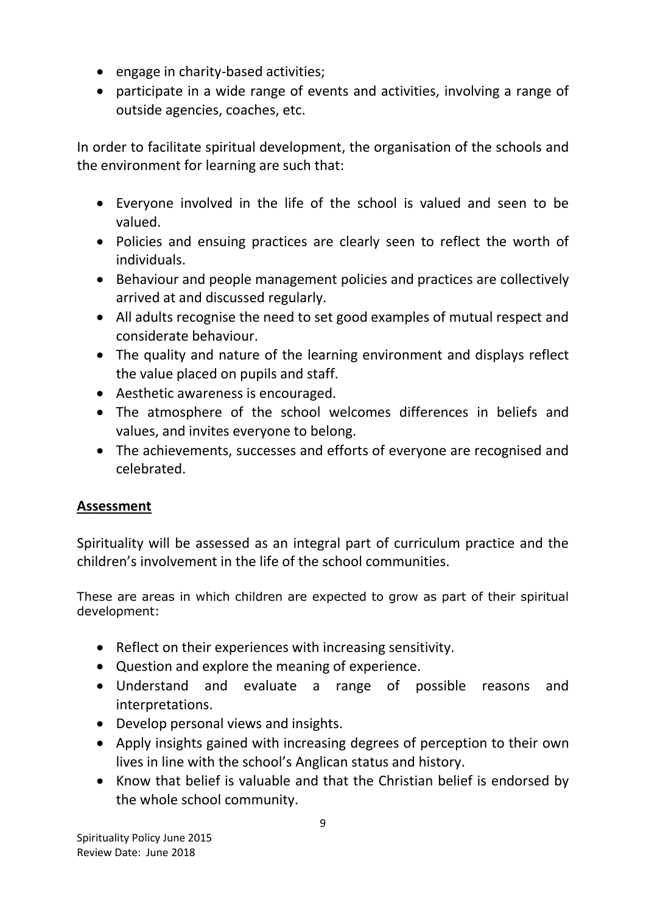- engage in charity-based activities;
- participate in a wide range of events and activities, involving a range of outside agencies, coaches, etc.

In order to facilitate spiritual development, the organisation of the schools and the environment for learning are such that:

- Everyone involved in the life of the school is valued and seen to be valued.
- Policies and ensuing practices are clearly seen to reflect the worth of individuals.
- Behaviour and people management policies and practices are collectively arrived at and discussed regularly.
- All adults recognise the need to set good examples of mutual respect and considerate behaviour.
- The quality and nature of the learning environment and displays reflect the value placed on pupils and staff.
- Aesthetic awareness is encouraged.
- The atmosphere of the school welcomes differences in beliefs and values, and invites everyone to belong.
- The achievements, successes and efforts of everyone are recognised and celebrated.

## Assessment

Spirituality will be assessed as an integral part of curriculum practice and the children's involvement in the life of the school communities.

These are areas in which children are expected to grow as part of their spiritual development:

- Reflect on their experiences with increasing sensitivity.
- Question and explore the meaning of experience.
- Understand and evaluate a range of possible reasons and interpretations.
- Develop personal views and insights.
- Apply insights gained with increasing degrees of perception to their own lives in line with the school's Anglican status and history.
- Know that belief is valuable and that the Christian belief is endorsed by the whole school community.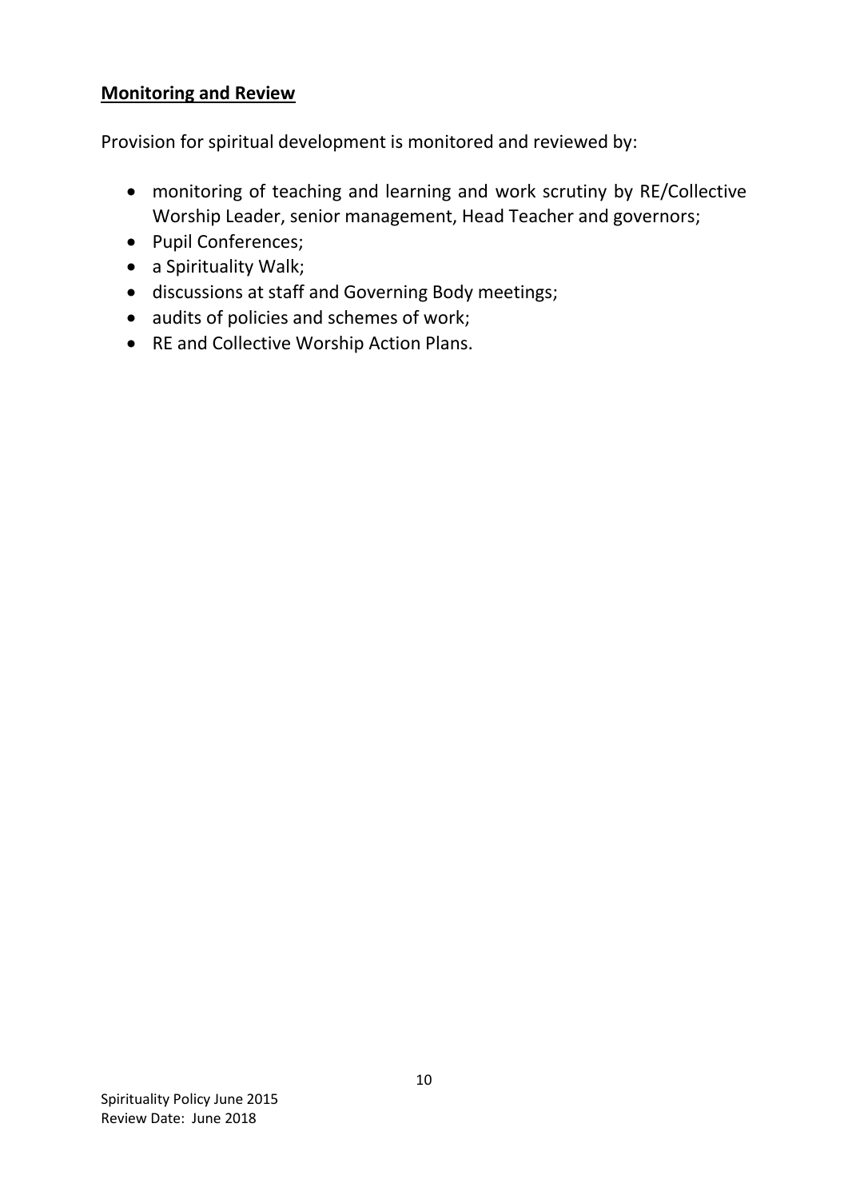## **Monitoring and Review**

Provision for spiritual development is monitored and reviewed by:

- monitoring of teaching and learning and work scrutiny by RE/Collective Worship Leader, senior management, Head Teacher and governors;
- Pupil Conferences;
- a Spirituality Walk;
- discussions at staff and Governing Body meetings;
- audits of policies and schemes of work;
- RE and Collective Worship Action Plans.